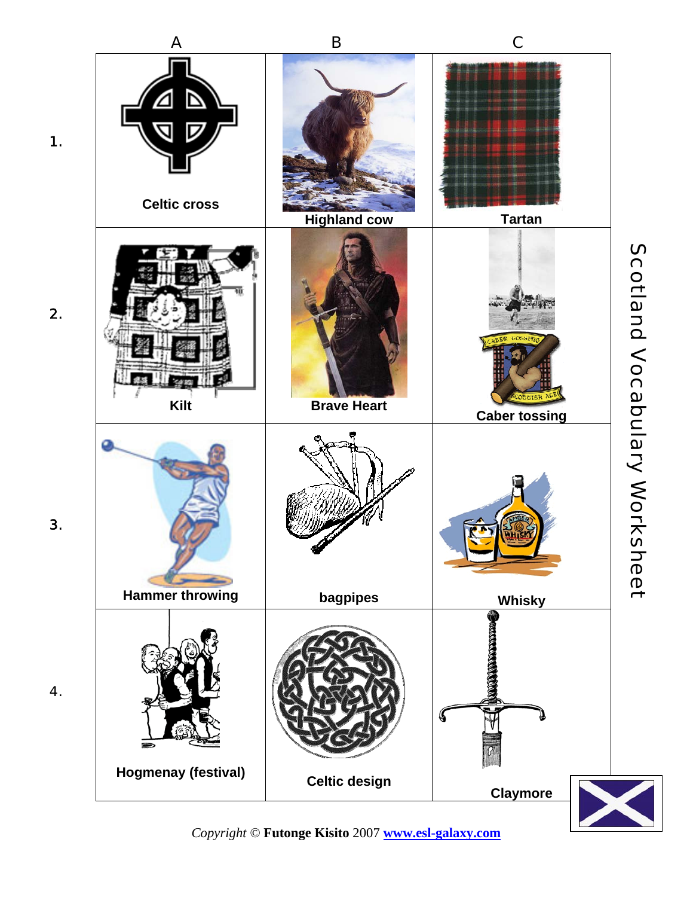# Scotland Vocabulary Worksheet

| | A | B | C |
|---|---|---|---|
| 1. | Celtic cross | Highland cow | Tartan |
| 2. | Kilt | Brave Heart | Caber tossing |
| 3. | Hammer throwing | bagpipes | Whisky |
| 4. | Hogmenay (festival) | Celtic design | Claymore |

*Copyright* © **Futonge Kisito** 2007 **www.esl-galaxy.com**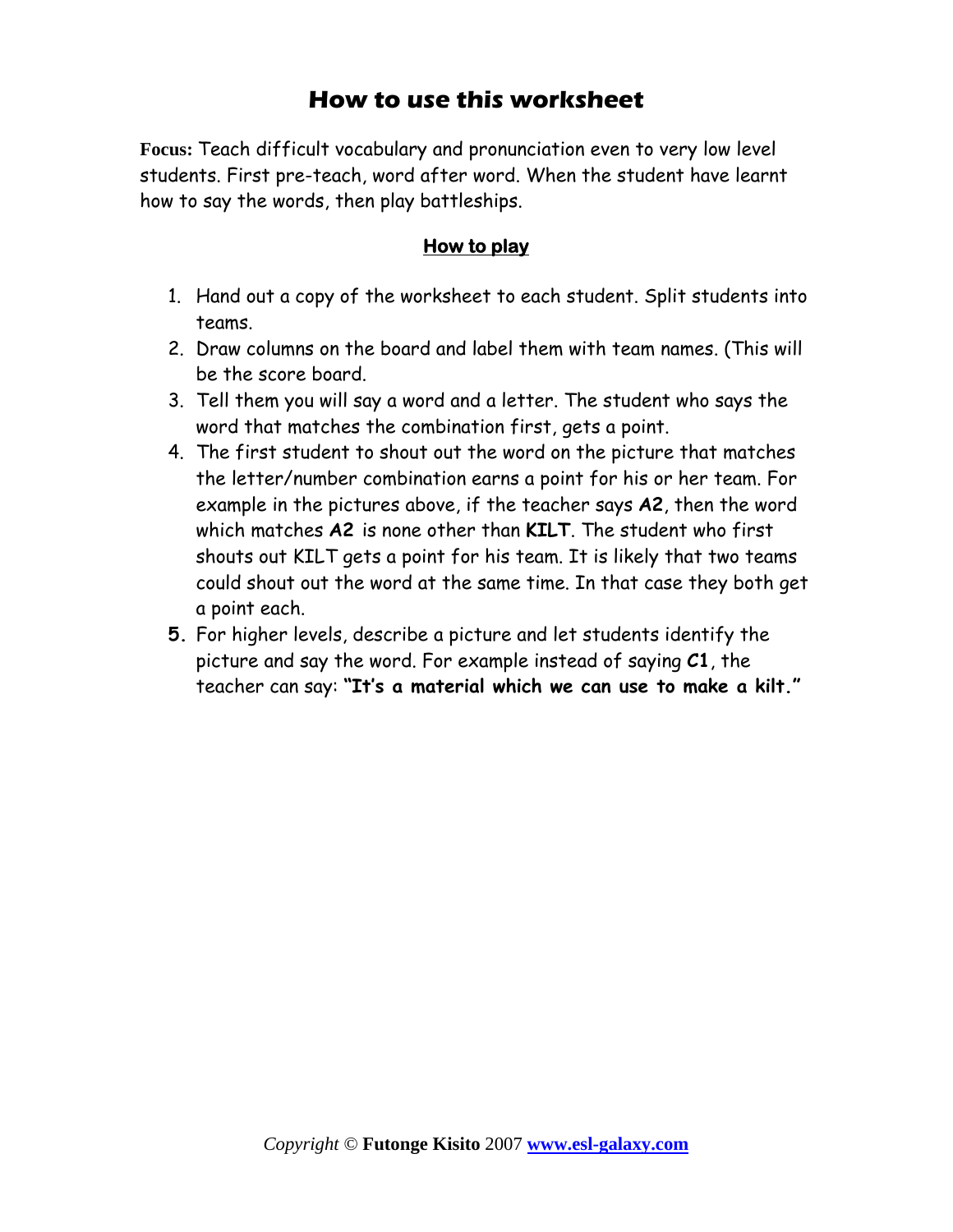# How to use this worksheet

**Focus:** Teach difficult vocabulary and pronunciation even to very low level students. First pre-teach, word after word. When the student have learnt how to say the words, then play battleships.

**How to play**

1. Hand out a copy of the worksheet to each student. Split students into teams.
2. Draw columns on the board and label them with team names. (This will be the score board.
3. Tell them you will say a word and a letter. The student who says the word that matches the combination first, gets a point.
4. The first student to shout out the word on the picture that matches the letter/number combination earns a point for his or her team. For example in the pictures above, if the teacher says **A2**, then the word which matches **A2** is none other than **KILT**. The student who first shouts out KILT gets a point for his team. It is likely that two teams could shout out the word at the same time. In that case they both get a point each.
5. For higher levels, describe a picture and let students identify the picture and say the word. For example instead of saying **C1**, the teacher can say: **"It's a material which we can use to make a kilt."**

*Copyright* © **Futonge Kisito** 2007 **www.esl-galaxy.com**